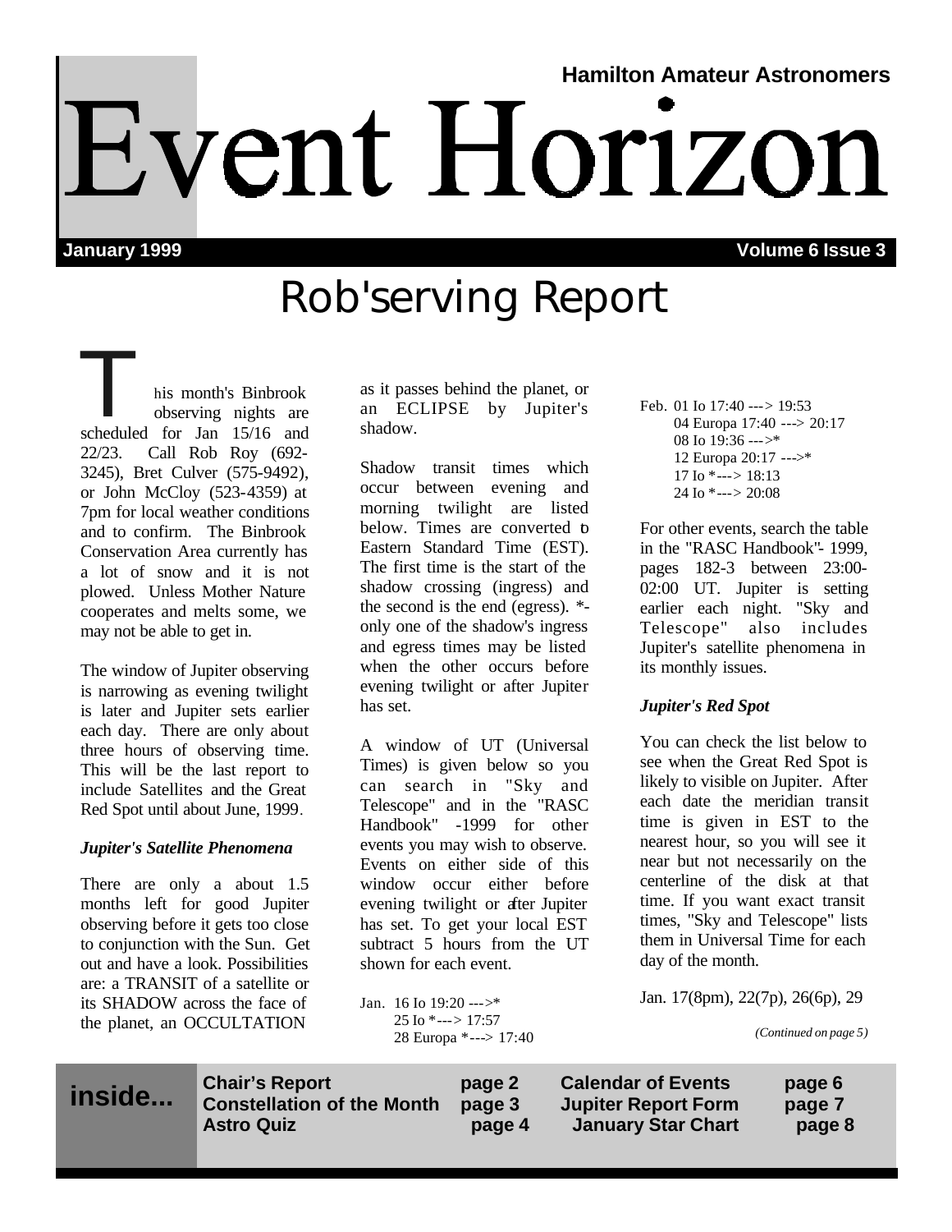Hamilton Amateur Astronomers

# Event Horizon

**January 1999** **Volume 6 Issue 3**

## Rob'serving Report

This month's Binbrook observing nights are scheduled for Jan 15/16 and 22/23. Call Rob Roy (692-3245), Bret Culver (575-9492), or John McCloy (523-4359) at 7pm for local weather conditions and to confirm. The Binbrook Conservation Area currently has a lot of snow and it is not plowed. Unless Mother Nature cooperates and melts some, we may not be able to get in.

The window of Jupiter observing is narrowing as evening twilight is later and Jupiter sets earlier each day. There are only about three hours of observing time. This will be the last report to include Satellites and the Great Red Spot until about June, 1999.

### *Jupiter's Satellite Phenomena*

There are only a about 1.5 months left for good Jupiter observing before it gets too close to conjunction with the Sun. Get out and have a look. Possibilities are: a TRANSIT of a satellite or its SHADOW across the face of the planet, an OCCULTATION as it passes behind the planet, or an ECLIPSE by Jupiter's shadow.

Shadow transit times which occur between evening and morning twilight are listed below. Times are converted to Eastern Standard Time (EST). The first time is the start of the shadow crossing (ingress) and the second is the end (egress). *- only one of the shadow's ingress and egress times may be listed when the other occurs before evening twilight or after Jupiter has set.

A window of UT (Universal Times) is given below so you can search in "Sky and Telescope" and in the "RASC Handbook" -1999 for other events you may wish to observe. Events on either side of this window occur either before evening twilight or after Jupiter has set. To get your local EST subtract 5 hours from the UT shown for each event.

Jan. 16 Io 19:20 --->*
25 Io *---> 17:57
28 Europa *---> 17:40

Feb. 01 Io 17:40 ---> 19:53
04 Europa 17:40 ---> 20:17
08 Io 19:36 --->*
12 Europa 20:17 --->*
17 Io *---> 18:13
24 Io *---> 20:08

For other events, search the table in the "RASC Handbook"- 1999, pages 182-3 between 23:00-02:00 UT. Jupiter is setting earlier each night. "Sky and Telescope" also includes Jupiter's satellite phenomena in its monthly issues.

### *Jupiter's Red Spot*

You can check the list below to see when the Great Red Spot is likely to visible on Jupiter. After each date the meridian transit time is given in EST to the nearest hour, so you will see it near but not necessarily on the centerline of the disk at that time. If you want exact transit times, "Sky and Telescope" lists them in Universal Time for each day of the month.

Jan. 17(8pm), 22(7p), 26(6p), 29

*(Continued on page 5)*

**inside...**

| | | | |
|---|---|---|---|
| **Chair's Report** | **page 2** | **Calendar of Events** | **page 6** |
| **Constellation of the Month** | **page 3** | **Jupiter Report Form** | **page 7** |
| **Astro Quiz** | **page 4** | **January Star Chart** | **page 8** |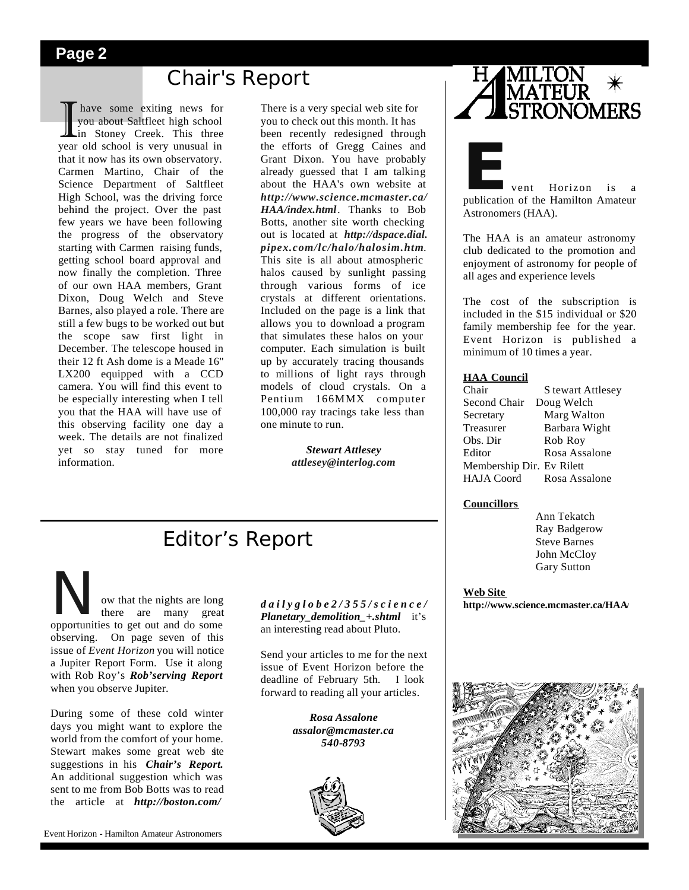## Chair's Report

I have some exiting news for you about Saltfleet high school in Stoney Creek. This three year old school is very unusual in that it now has its own observatory. Carmen Martino, Chair of the Science Department of Saltfleet High School, was the driving force behind the project. Over the past few years we have been following the progress of the observatory starting with Carmen raising funds, getting school board approval and now finally the completion. Three of our own HAA members, Grant Dixon, Doug Welch and Steve Barnes, also played a role. There are still a few bugs to be worked out but the scope saw first light in December. The telescope housed in their 12 ft Ash dome is a Meade 16" LX200 equipped with a CCD camera. You will find this event to be especially interesting when I tell you that the HAA will have use of this observing facility one day a week. The details are not finalized yet so stay tuned for more information.

There is a very special web site for you to check out this month. It has been recently redesigned through the efforts of Gregg Caines and Grant Dixon. You have probably already guessed that I am talking about the HAA's own website at ***http://www.science.mcmaster.ca/HAA/index.html***. Thanks to Bob Botts, another site worth checking out is located at ***http://dspace.dial.pipex.com/lc/halo/halosim.htm***. This site is all about atmospheric halos caused by sunlight passing through various forms of ice crystals at different orientations. Included on the page is a link that allows you to download a program that simulates these halos on your computer. Each simulation is built up by accurately tracing thousands to millions of light rays through models of cloud crystals. On a Pentium 166MMX computer 100,000 ray tracings take less than one minute to run.

***Stewart Attlesey***
***attlesey@interlog.com***

## Editor's Report

Now that the nights are long there are many great opportunities to get out and do some observing. On page seven of this issue of *Event Horizon* you will notice a Jupiter Report Form. Use it along with Rob Roy's ***Rob'serving Report*** when you observe Jupiter.

During some of these cold winter days you might want to explore the world from the comfort of your home. Stewart makes some great web site suggestions in his ***Chair's Report.*** An additional suggestion which was sent to me from Bob Botts was to read the article at ***http://boston.com/dailyglobe2/355/science/Planetary_demolition_+.shtml*** it's an interesting read about Pluto.

Send your articles to me for the next issue of Event Horizon before the deadline of February 5th. I look forward to reading all your articles.

***Rosa Assalone***
***assalor@mcmaster.ca***
***540-8793***

---

**HAMILTON AMATEUR ASTRONOMERS**

Event Horizon is a publication of the Hamilton Amateur Astronomers (HAA).

The HAA is an amateur astronomy club dedicated to the promotion and enjoyment of astronomy for people of all ages and experience levels

The cost of the subscription is included in the $15 individual or $20 family membership fee for the year. Event Horizon is published a minimum of 10 times a year.

**HAA Council**

| | |
|---|---|
| Chair | Stewart Attlesey |
| Second Chair | Doug Welch |
| Secretary | Marg Walton |
| Treasurer | Barbara Wight |
| Obs. Dir | Rob Roy |
| Editor | Rosa Assalone |
| Membership Dir. | Ev Rilett |
| HAJA Coord | Rosa Assalone |

**Councillors**

Ann Tekatch
Ray Badgerow
Steve Barnes
John McCloy
Gary Sutton

**Web Site**
**http://www.science.mcmaster.ca/HAA/**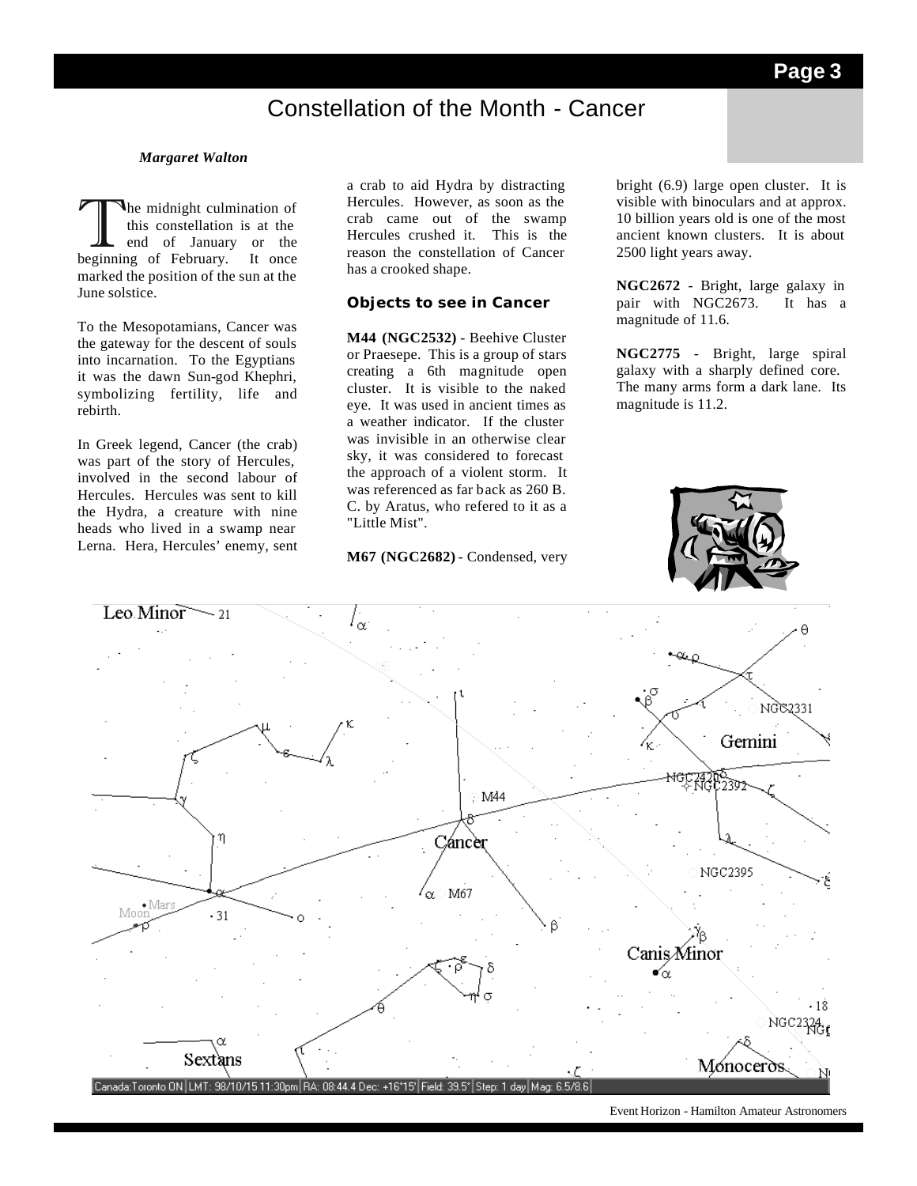# Constellation of the Month - Cancer

*Margaret Walton*

The midnight culmination of this constellation is at the end of January or the beginning of February. It once marked the position of the sun at the June solstice.

To the Mesopotamians, Cancer was the gateway for the descent of souls into incarnation. To the Egyptians it was the dawn Sun-god Khephri, symbolizing fertility, life and rebirth.

In Greek legend, Cancer (the crab) was part of the story of Hercules, involved in the second labour of Hercules. Hercules was sent to kill the Hydra, a creature with nine heads who lived in a swamp near Lerna. Hera, Hercules' enemy, sent a crab to aid Hydra by distracting Hercules. However, as soon as the crab came out of the swamp Hercules crushed it. This is the reason the constellation of Cancer has a crooked shape.

### Objects to see in Cancer

**M44 (NGC2532)** - Beehive Cluster or Praesepe. This is a group of stars creating a 6th magnitude open cluster. It is visible to the naked eye. It was used in ancient times as a weather indicator. If the cluster was invisible in an otherwise clear sky, it was considered to forecast the approach of a violent storm. It was referenced as far back as 260 B. C. by Aratus, who refered to it as a "Little Mist".

**M67 (NGC2682)** - Condensed, very bright (6.9) large open cluster. It is visible with binoculars and at approx. 10 billion years old is one of the most ancient known clusters. It is about 2500 light years away.

**NGC2672** - Bright, large galaxy in pair with NGC2673. It has a magnitude of 11.6.

**NGC2775** - Bright, large spiral galaxy with a sharply defined core. The many arms form a dark lane. Its magnitude is 11.2.

Canada:Toronto ON | LMT: 98/10/15 11:30pm | RA: 08:44.4 Dec: +16°15' | Field: 39.5° | Step: 1 day | Mag: 6.5/8.6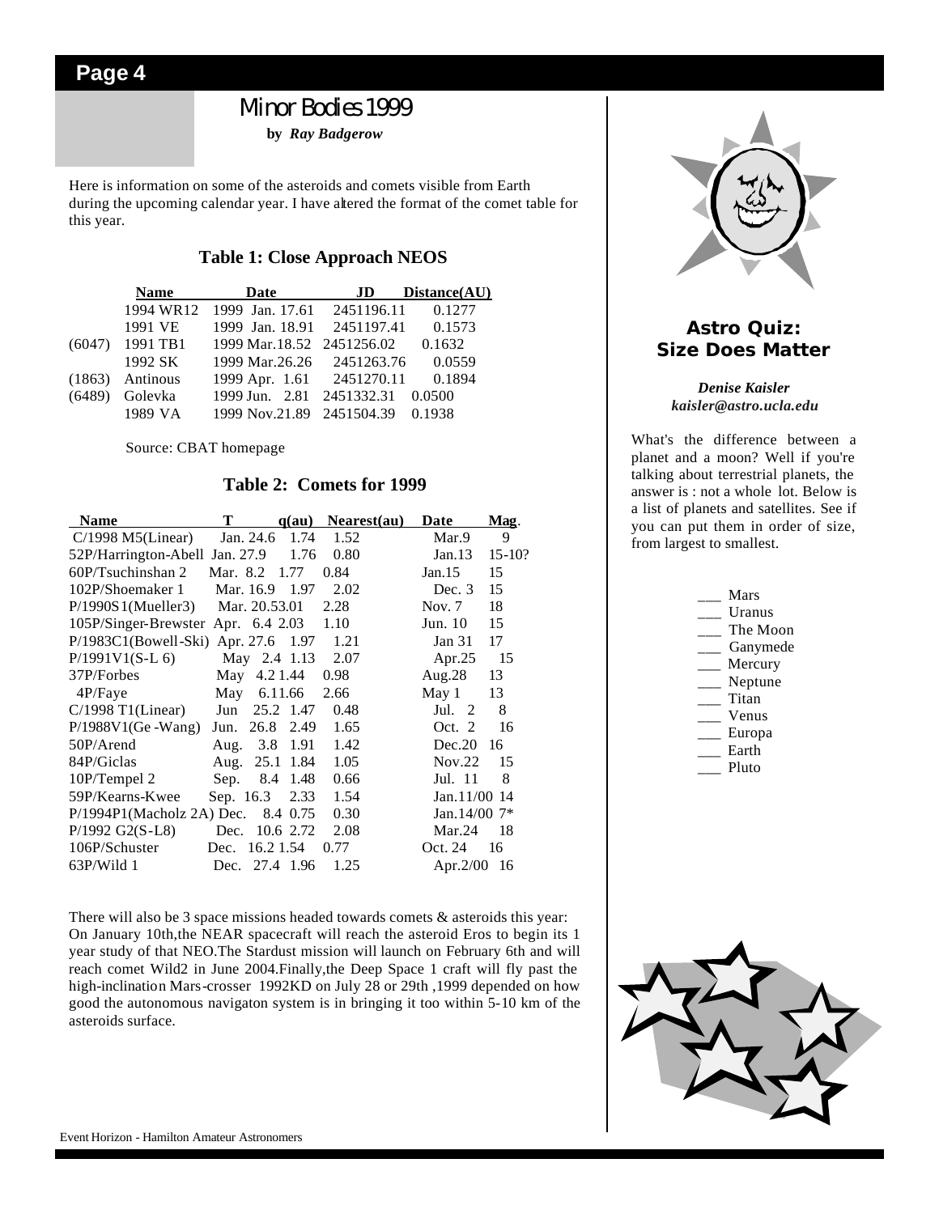# Minor Bodies 1999

**by** ***Ray Badgerow***

Here is information on some of the asteroids and comets visible from Earth during the upcoming calendar year. I have altered the format of the comet table for this year.

### Table 1: Close Approach NEOS

| | Name | Date | JD | Distance(AU) |
|---|---|---|---|---|
| | 1994 WR12 | 1999 Jan. 17.61 | 2451196.11 | 0.1277 |
| | 1991 VE | 1999 Jan. 18.91 | 2451197.41 | 0.1573 |
| (6047) | 1991 TB1 | 1999 Mar.18.52 | 2451256.02 | 0.1632 |
| | 1992 SK | 1999 Mar.26.26 | 2451263.76 | 0.0559 |
| (1863) | Antinous | 1999 Apr. 1.61 | 2451270.11 | 0.1894 |
| (6489) | Golevka | 1999 Jun. 2.81 | 2451332.31 | 0.0500 |
| | 1989 VA | 1999 Nov.21.89 | 2451504.39 | 0.1938 |

Source: CBAT homepage

### Table 2: Comets for 1999

| Name | T | q(au) | Nearest(au) | Date | Mag. |
|---|---|---|---|---|---|
| C/1998 M5(Linear) | Jan. 24.6 | 1.74 | 1.52 | Mar.9 | 9 |
| 52P/Harrington-Abell | Jan. 27.9 | 1.76 | 0.80 | Jan.13 | 15-10? |
| 60P/Tsuchinshan 2 | Mar. 8.2 | 1.77 | 0.84 | Jan.15 | 15 |
| 102P/Shoemaker 1 | Mar. 16.9 | 1.97 | 2.02 | Dec. 3 | 15 |
| P/1990S1(Mueller3) | Mar. 20.5 | 3.01 | 2.28 | Nov. 7 | 18 |
| 105P/Singer-Brewster | Apr. 6.4 | 2.03 | 1.10 | Jun. 10 | 15 |
| P/1983C1(Bowell-Ski) | Apr. 27.6 | 1.97 | 1.21 | Jan 31 | 17 |
| P/1991V1(S-L 6) | May 2.4 | 1.13 | 2.07 | Apr.25 | 15 |
| 37P/Forbes | May 4.2 | 1.44 | 0.98 | Aug.28 | 13 |
| 4P/Faye | May 6.1 | 1.66 | 2.66 | May 1 | 13 |
| C/1998 T1(Linear) | Jun 25.2 | 1.47 | 0.48 | Jul. 2 | 8 |
| P/1988V1(Ge -Wang) | Jun. 26.8 | 2.49 | 1.65 | Oct. 2 | 16 |
| 50P/Arend | Aug. 3.8 | 1.91 | 1.42 | Dec.20 | 16 |
| 84P/Giclas | Aug. 25.1 | 1.84 | 1.05 | Nov.22 | 15 |
| 10P/Tempel 2 | Sep. 8.4 | 1.48 | 0.66 | Jul. 11 | 8 |
| 59P/Kearns-Kwee | Sep. 16.3 | 2.33 | 1.54 | Jan.11/00 | 14 |
| P/1994P1(Macholz 2A) | Dec. 8.4 | 0.75 | 0.30 | Jan.14/00 | 7* |
| P/1992 G2(S-L8) | Dec. 10.6 | 2.72 | 2.08 | Mar.24 | 18 |
| 106P/Schuster | Dec. 16.2 | 1.54 | 0.77 | Oct. 24 | 16 |
| 63P/Wild 1 | Dec. 27.4 | 1.96 | 1.25 | Apr.2/00 | 16 |

There will also be 3 space missions headed towards comets & asteroids this year: On January 10th,the NEAR spacecraft will reach the asteroid Eros to begin its 1 year study of that NEO.The Stardust mission will launch on February 6th and will reach comet Wild2 in June 2004.Finally,the Deep Space 1 craft will fly past the high-inclination Mars-crosser 1992KD on July 28 or 29th ,1999 depended on how good the autonomous navigaton system is in bringing it too within 5-10 km of the asteroids surface.

## Astro Quiz: Size Does Matter

***Denise Kaisler***
***kaisler@astro.ucla.edu***

What's the difference between a planet and a moon? Well if you're talking about terrestrial planets, the answer is : not a whole lot. Below is a list of planets and satellites. See if you can put them in order of size, from largest to smallest.

___ Mars
___ Uranus
___ The Moon
___ Ganymede
___ Mercury
___ Neptune
___ Titan
___ Venus
___ Europa
___ Earth
___ Pluto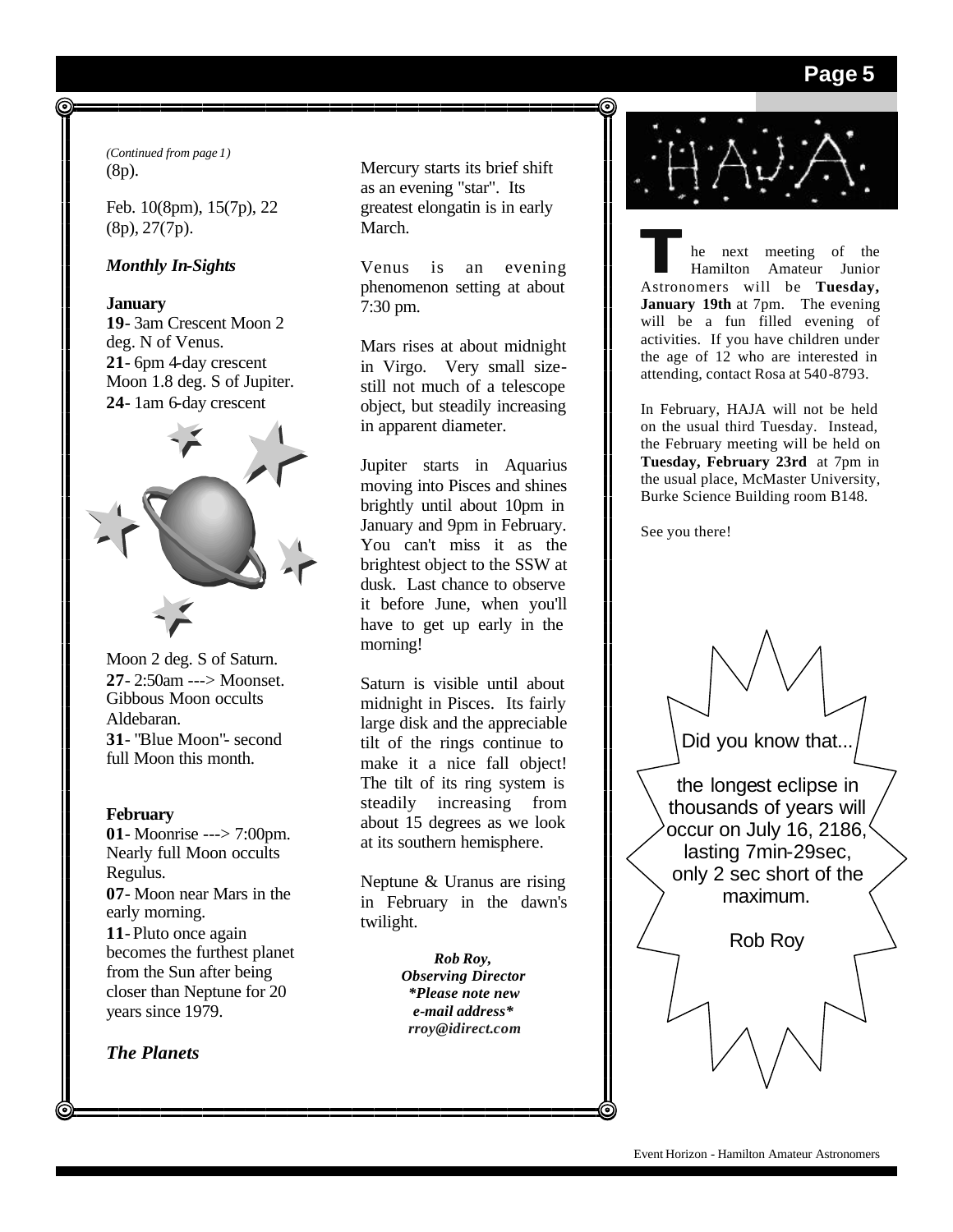*(Continued from page 1)*
(8p).

Feb. 10(8pm), 15(7p), 22 (8p), 27(7p).

### *Monthly In-Sights*

**January**
**19**- 3am Crescent Moon 2 deg. N of Venus.
**21**- 6pm 4-day crescent Moon 1.8 deg. S of Jupiter.
**24**- 1am 6-day crescent Moon 2 deg. S of Saturn.
**27**- 2:50am ---> Moonset. Gibbous Moon occults Aldebaran.
**31**- "Blue Moon"- second full Moon this month.

**February**
**01**- Moonrise ---> 7:00pm. Nearly full Moon occults Regulus.
**07**- Moon near Mars in the early morning.
**11**- Pluto once again becomes the furthest planet from the Sun after being closer than Neptune for 20 years since 1979.

### *The Planets*

Mercury starts its brief shift as an evening "star". Its greatest elongatin is in early March.

Venus is an evening phenomenon setting at about 7:30 pm.

Mars rises at about midnight in Virgo. Very small size- still not much of a telescope object, but steadily increasing in apparent diameter.

Jupiter starts in Aquarius moving into Pisces and shines brightly until about 10pm in January and 9pm in February. You can't miss it as the brightest object to the SSW at dusk. Last chance to observe it before June, when you'll have to get up early in the morning!

Saturn is visible until about midnight in Pisces. Its fairly large disk and the appreciable tilt of the rings continue to make it a nice fall object! The tilt of its ring system is steadily increasing from about 15 degrees as we look at its southern hemisphere.

Neptune & Uranus are rising in February in the dawn's twilight.

***Rob Roy,***
***Observing Director***
***\*Please note new e-mail address\****
***rroy@idirect.com***

## HAJA

The next meeting of the Hamilton Amateur Junior Astronomers will be **Tuesday, January 19th** at 7pm. The evening will be a fun filled evening of activities. If you have children under the age of 12 who are interested in attending, contact Rosa at 540-8793.

In February, HAJA will not be held on the usual third Tuesday. Instead, the February meeting will be held on **Tuesday, February 23rd** at 7pm in the usual place, McMaster University, Burke Science Building room B148.

See you there!

Did you know that...

the longest eclipse in thousands of years will occur on July 16, 2186, lasting 7min-29sec, only 2 sec short of the maximum.

Rob Roy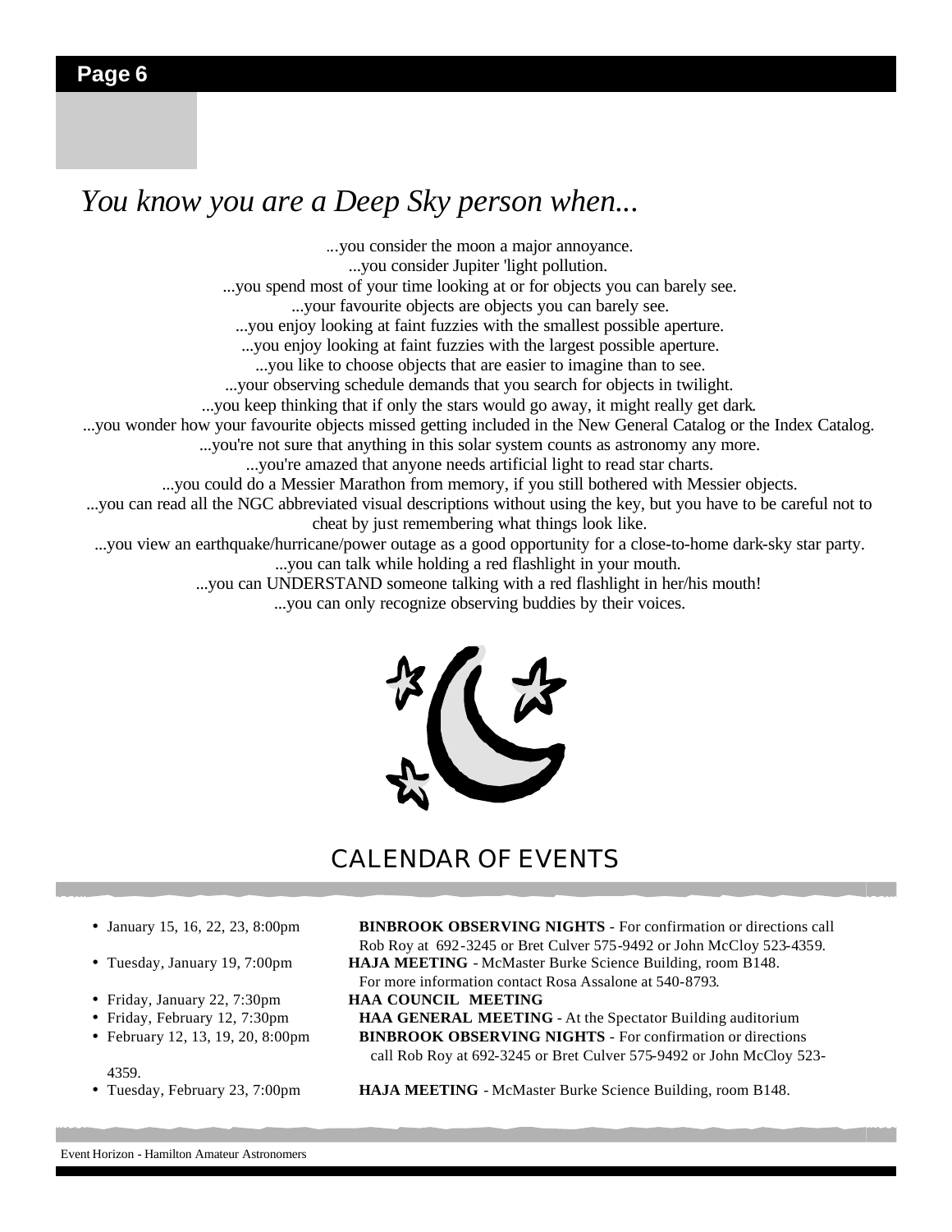# *You know you are a Deep Sky person when...*

...you consider the moon a major annoyance.
...you consider Jupiter 'light pollution.
...you spend most of your time looking at or for objects you can barely see.
...your favourite objects are objects you can barely see.
...you enjoy looking at faint fuzzies with the smallest possible aperture.
...you enjoy looking at faint fuzzies with the largest possible aperture.
...you like to choose objects that are easier to imagine than to see.
...your observing schedule demands that you search for objects in twilight.
...you keep thinking that if only the stars would go away, it might really get dark.
...you wonder how your favourite objects missed getting included in the New General Catalog or the Index Catalog.
...you're not sure that anything in this solar system counts as astronomy any more.
...you're amazed that anyone needs artificial light to read star charts.
...you could do a Messier Marathon from memory, if you still bothered with Messier objects.
...you can read all the NGC abbreviated visual descriptions without using the key, but you have to be careful not to cheat by just remembering what things look like.
...you view an earthquake/hurricane/power outage as a good opportunity for a close-to-home dark-sky star party.
...you can talk while holding a red flashlight in your mouth.
...you can UNDERSTAND someone talking with a red flashlight in her/his mouth!
...you can only recognize observing buddies by their voices.

## CALENDAR OF EVENTS

- January 15, 16, 22, 23, 8:00pm — **BINBROOK OBSERVING NIGHTS** - For confirmation or directions call Rob Roy at 692-3245 or Bret Culver 575-9492 or John McCloy 523-4359.
- Tuesday, January 19, 7:00pm — **HAJA MEETING** - McMaster Burke Science Building, room B148. For more information contact Rosa Assalone at 540-8793.
- Friday, January 22, 7:30pm — **HAA COUNCIL MEETING**
- Friday, February 12, 7:30pm — **HAA GENERAL MEETING** - At the Spectator Building auditorium
- February 12, 13, 19, 20, 8:00pm — **BINBROOK OBSERVING NIGHTS** - For confirmation or directions call Rob Roy at 692-3245 or Bret Culver 575-9492 or John McCloy 523-4359.
- Tuesday, February 23, 7:00pm — **HAJA MEETING** - McMaster Burke Science Building, room B148.